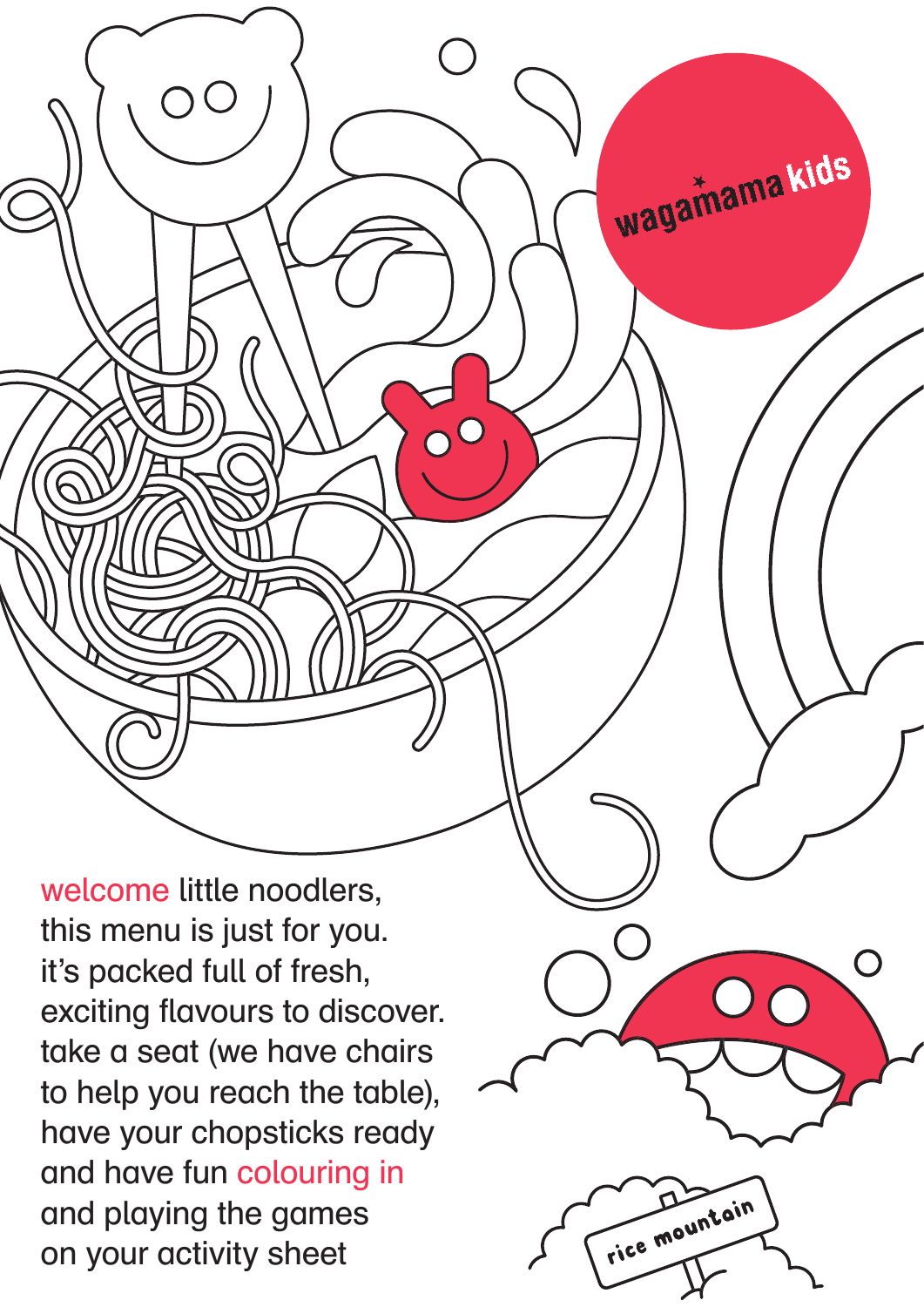wagamama kids

welcome little noodlers,
this menu is just for you.
it's packed full of fresh,
exciting flavours to discover.
take a seat (we have chairs
to help you reach the table),
have your chopsticks ready
and have fun colouring in
and playing the games
on your activity sheet

rice mountain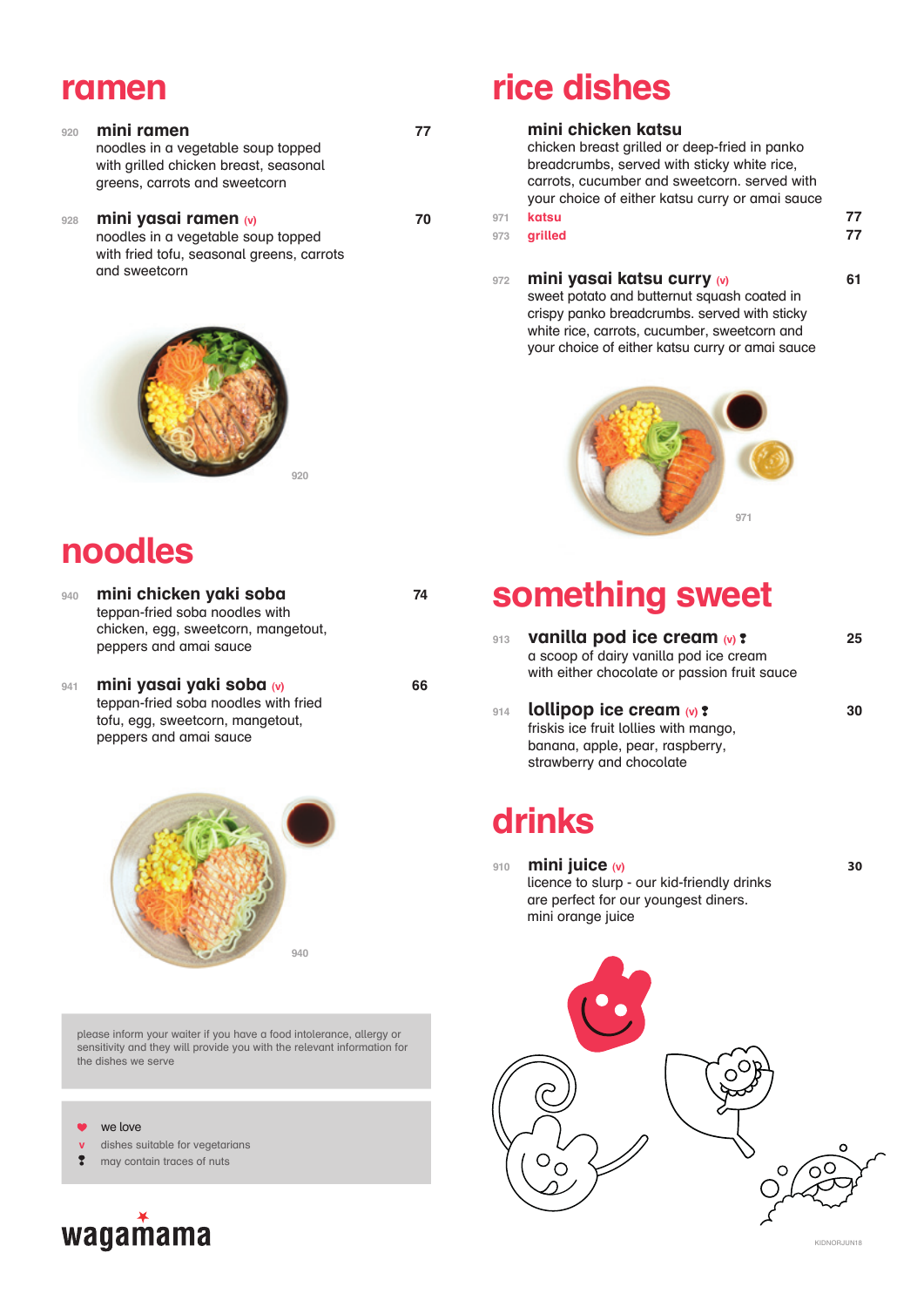## ramen

**920 mini ramen** — 77
noodles in a vegetable soup topped with grilled chicken breast, seasonal greens, carrots and sweetcorn

**928 mini yasai ramen** (v) — 70
noodles in a vegetable soup topped with fried tofu, seasonal greens, carrots and sweetcorn

920

## noodles

**940 mini chicken yaki soba** — 74
teppan-fried soba noodles with chicken, egg, sweetcorn, mangetout, peppers and amai sauce

**941 mini yasai yaki soba** (v) — 66
teppan-fried soba noodles with fried tofu, egg, sweetcorn, mangetout, peppers and amai sauce

940

please inform your waiter if you have a food intolerance, allergy or sensitivity and they will provide you with the relevant information for the dishes we serve

- ♥ we love
- v dishes suitable for vegetarians
- ❢ may contain traces of nuts

wagamama

## rice dishes

**mini chicken katsu**
chicken breast grilled or deep-fried in panko breadcrumbs, served with sticky white rice, carrots, cucumber and sweetcorn. served with your choice of either katsu curry or amai sauce

- 971 katsu — 77
- 973 grilled — 77

**972 mini yasai katsu curry** (v) — 61
sweet potato and butternut squash coated in crispy panko breadcrumbs. served with sticky white rice, carrots, cucumber, sweetcorn and your choice of either katsu curry or amai sauce

971

## something sweet

**913 vanilla pod ice cream** (v) ❢ — 25
a scoop of dairy vanilla pod ice cream with either chocolate or passion fruit sauce

**914 lollipop ice cream** (v) ❢ — 30
friskis ice fruit lollies with mango, banana, apple, pear, raspberry, strawberry and chocolate

## drinks

**910 mini juice** (v) — 30
licence to slurp - our kid-friendly drinks are perfect for our youngest diners.
mini orange juice

KIDNORJUN18